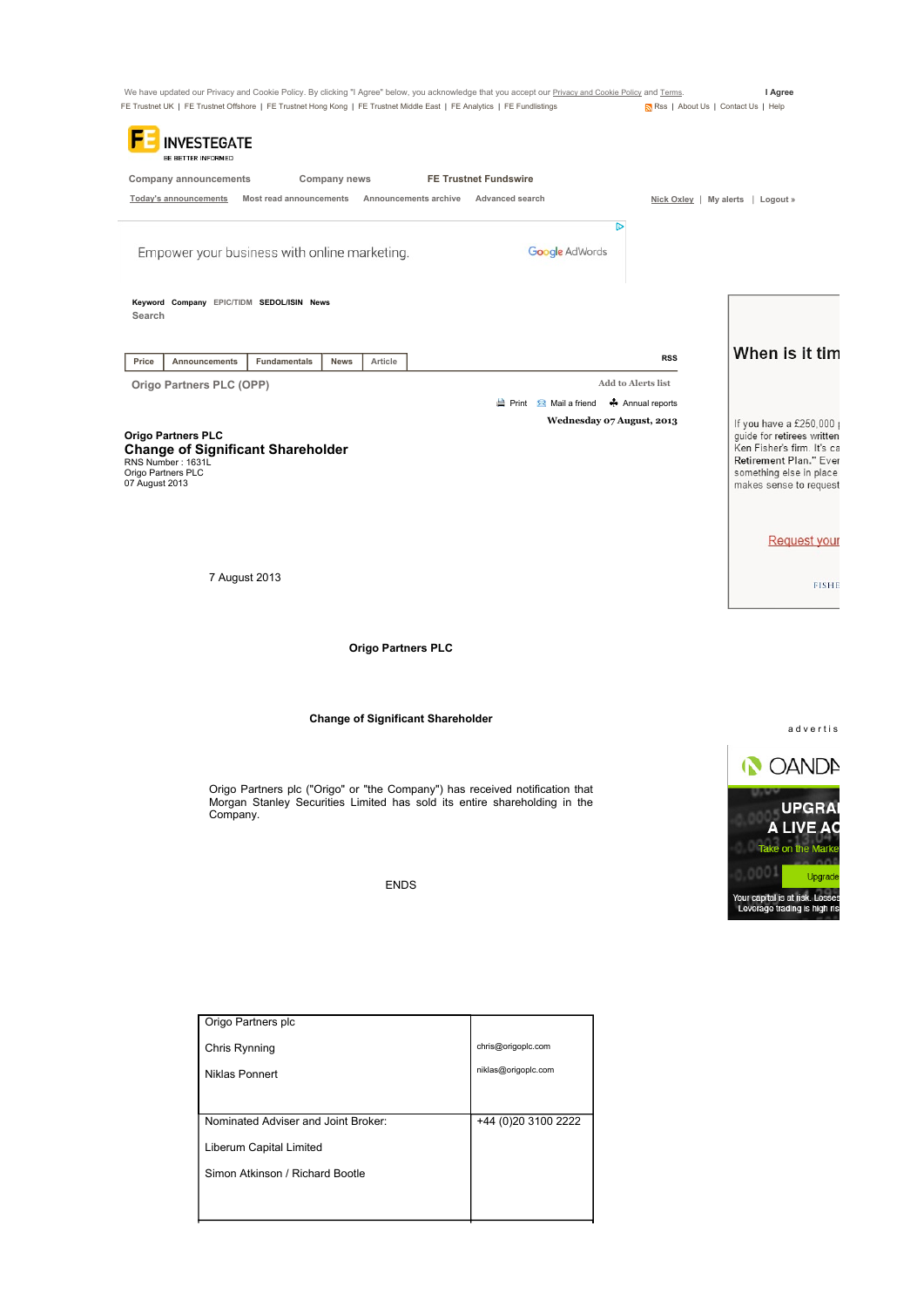We have updated our Privacy and Cookie Policy. By clicking "I Agree" below, you acknowledge that you accept our Privacy and Cookie Policy and Terms. **I Agree**

FE Trustnet UK | FE Trustnet Offshore | FE Trustnet Hong Kong | FE Trustnet Middle East | FE Analytics | FE Fundlistings    Rss | About Us | Contact Us | Help

FE INVESTEGATE
BE BETTER INFORMED

Company announcements    Company news    **FE Trustnet Fundswire**

Today's announcements    Most read announcements    Announcements archive    Advanced search    Nick Oxley | My alerts | Logout »

Empower your business with online marketing.    Google AdWords

Keyword Company EPIC/TIDM SEDOL/ISIN News
Search

Price | Announcements | Fundamentals | News | Article    RSS

Origo Partners PLC (OPP)    Add to Alerts list

Print    Mail a friend    Annual reports

**Wednesday 07 August, 2013**

**Origo Partners PLC**

## Change of Significant Shareholder

RNS Number : 1631L
Origo Partners PLC
07 August 2013

7 August 2013

**Origo Partners PLC**

**Change of Significant Shareholder**

Origo Partners plc ("Origo" or "the Company") has received notification that Morgan Stanley Securities Limited has sold its entire shareholding in the Company.

ENDS

| Origo Partners plc<br><br>Chris Rynning<br><br>Niklas Ponnert | <br><br>chris@origoplc.com<br><br>niklas@origoplc.com |
|---|---|
| Nominated Adviser and Joint Broker:<br><br>Liberum Capital Limited<br><br>Simon Atkinson / Richard Bootle | +44 (0)20 3100 2222 |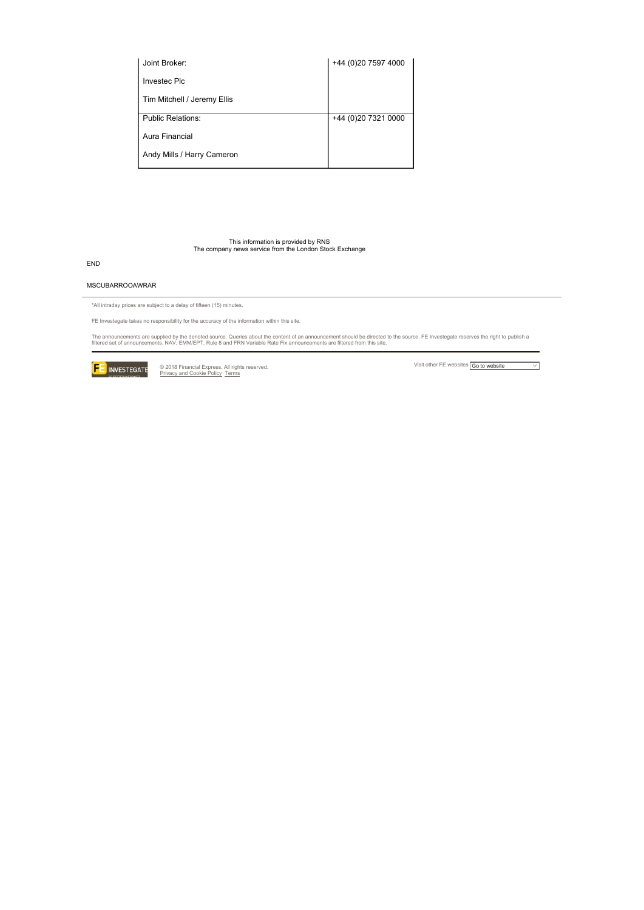| | |
|---|---|
| Joint Broker:<br><br>Investec Plc<br><br>Tim Mitchell / Jeremy Ellis | +44 (0)20 7597 4000 |
| Public Relations:<br><br>Aura Financial<br><br>Andy Mills / Harry Cameron | +44 (0)20 7321 0000 |

This information is provided by RNS
The company news service from the London Stock Exchange

END

MSCUBARROOAWRAR

*All intraday prices are subject to a delay of fifteen (15) minutes.

FE Investegate takes no responsibility for the accuracy of the information within this site.

The announcements are supplied by the denoted source. Queries about the content of an announcement should be directed to the source. FE Investegate reserves the right to publish a filtered set of announcements. NAV, EMM/EPT, Rule 8 and FRN Variable Rate Fix announcements are filtered from this site.

© 2018 Financial Express. All rights reserved.
Privacy and Cookie Policy Terms

Visit other FE websites Go to website